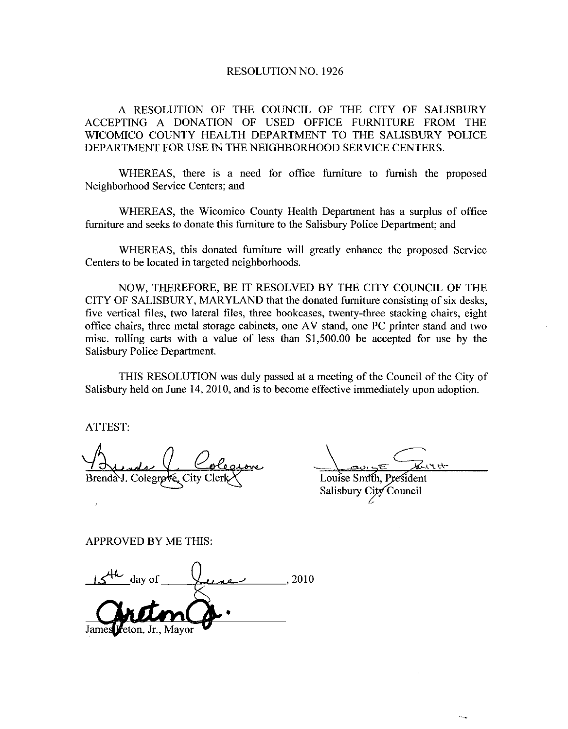# RESOLUTION NO. 1926

A RESOLUTION OF THE COUNCIL OF THE CITY OF SALISBURY ACCEPTING A DONATION OF USED OFFICE FURNITURE FROM THE WICOMICO COUNTY HEALTH DEPARTMENT TO THE SALISBURY POLICE DEPARTMENT FOR USE IN THE NEIGHBORHOOD SERVICE CENTERS.

WHEREAS, there is a need for office furniture to furnish the proposed Neighborhood Service Centers; and

WHEREAS, the Wicomico County Health Department has a surplus of office furniture and seeks to donate this furniture to the Salisbury Police Department; and

WHEREAS, this donated furniture will greatly enhance the proposed Service Centers to be located in targeted neighborhoods.

NOW, THEREFORE, BE IT RESOLVED BY THE CITY COUNCIL OF THE CITY OF SALISBURY, MARYLAND that the donated furniture consisting of six desks, five vertical files, two lateral files, three bookcases, twenty-three stacking chairs, eight office chairs, three metal storage cabinets, one AV stand, one PC printer stand and two misc. rolling carts with a value of less than $1,500.00 be accepted for use by the Salisbury Police Department.

THIS RESOLUTION was duly passed at a meeting of the Council of the City of Salisbury held on June 14, 2010, and is to become effective immediately upon adoption.

ATTEST:

Brenda J. Colegrove, City Clerk

Louise Smith, President
Salisbury City Council

APPROVED BY ME THIS:

15th day of June, 2010

James Ireton, Jr., Mayor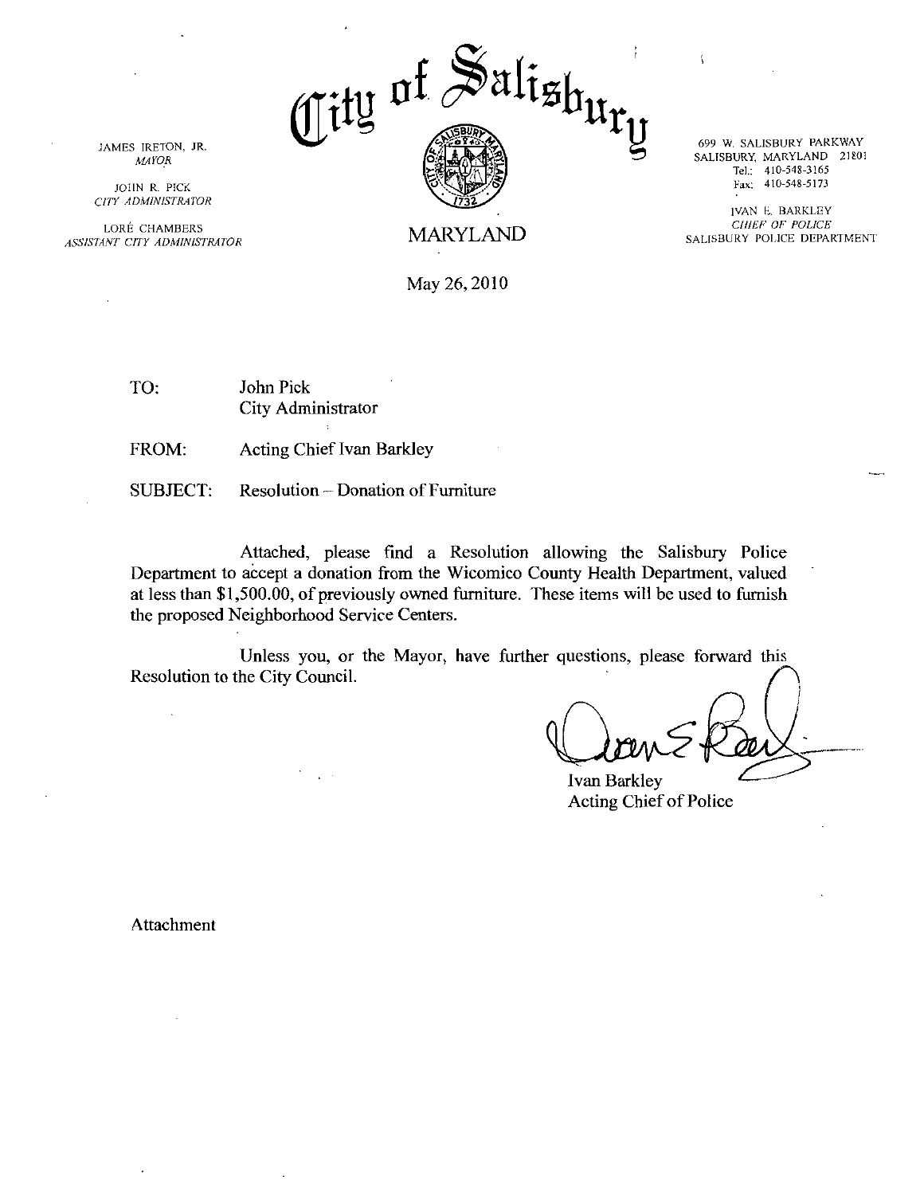JAMES IRETON, JR.
*MAYOR*

JOHN R. PICK
*CITY ADMINISTRATOR*

LORÉ CHAMBERS
*ASSISTANT CITY ADMINISTRATOR*

# City of Salisbury

MARYLAND

699 W. SALISBURY PARKWAY
SALISBURY, MARYLAND 21801
Tel.: 410-548-3165
Fax: 410-548-5173

IVAN E. BARKLEY
*CHIEF OF POLICE*
SALISBURY POLICE DEPARTMENT

May 26, 2010

TO: John Pick
City Administrator

FROM: Acting Chief Ivan Barkley

SUBJECT: Resolution – Donation of Furniture

Attached, please find a Resolution allowing the Salisbury Police Department to accept a donation from the Wicomico County Health Department, valued at less than $1,500.00, of previously owned furniture. These items will be used to furnish the proposed Neighborhood Service Centers.

Unless you, or the Mayor, have further questions, please forward this Resolution to the City Council.

Ivan Barkley
Acting Chief of Police

Attachment